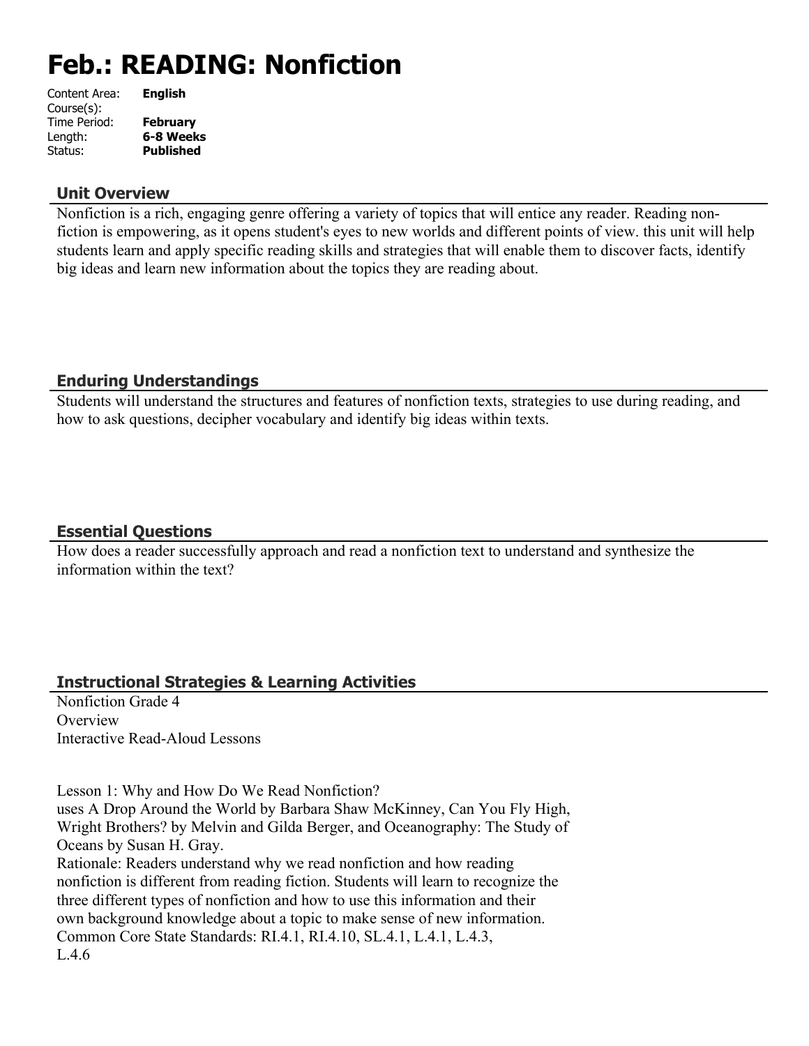# Feb.: READING: Nonfiction

| | |
|---|---|
| Content Area: | **English** |
| Course(s): | |
| Time Period: | **February** |
| Length: | **6-8 Weeks** |
| Status: | **Published** |

## Unit Overview

Nonfiction is a rich, engaging genre offering a variety of topics that will entice any reader. Reading non-fiction is empowering, as it opens student's eyes to new worlds and different points of view. this unit will help students learn and apply specific reading skills and strategies that will enable them to discover facts, identify big ideas and learn new information about the topics they are reading about.

## Enduring Understandings

Students will understand the structures and features of nonfiction texts, strategies to use during reading, and how to ask questions, decipher vocabulary and identify big ideas within texts.

## Essential Questions

How does a reader successfully approach and read a nonfiction text to understand and synthesize the information within the text?

## Instructional Strategies & Learning Activities

Nonfiction Grade 4
Overview
Interactive Read-Aloud Lessons

Lesson 1: Why and How Do We Read Nonfiction?
uses A Drop Around the World by Barbara Shaw McKinney, Can You Fly High, Wright Brothers? by Melvin and Gilda Berger, and Oceanography: The Study of Oceans by Susan H. Gray.
Rationale: Readers understand why we read nonfiction and how reading nonfiction is different from reading fiction. Students will learn to recognize the three different types of nonfiction and how to use this information and their own background knowledge about a topic to make sense of new information.
Common Core State Standards: RI.4.1, RI.4.10, SL.4.1, L.4.1, L.4.3, L.4.6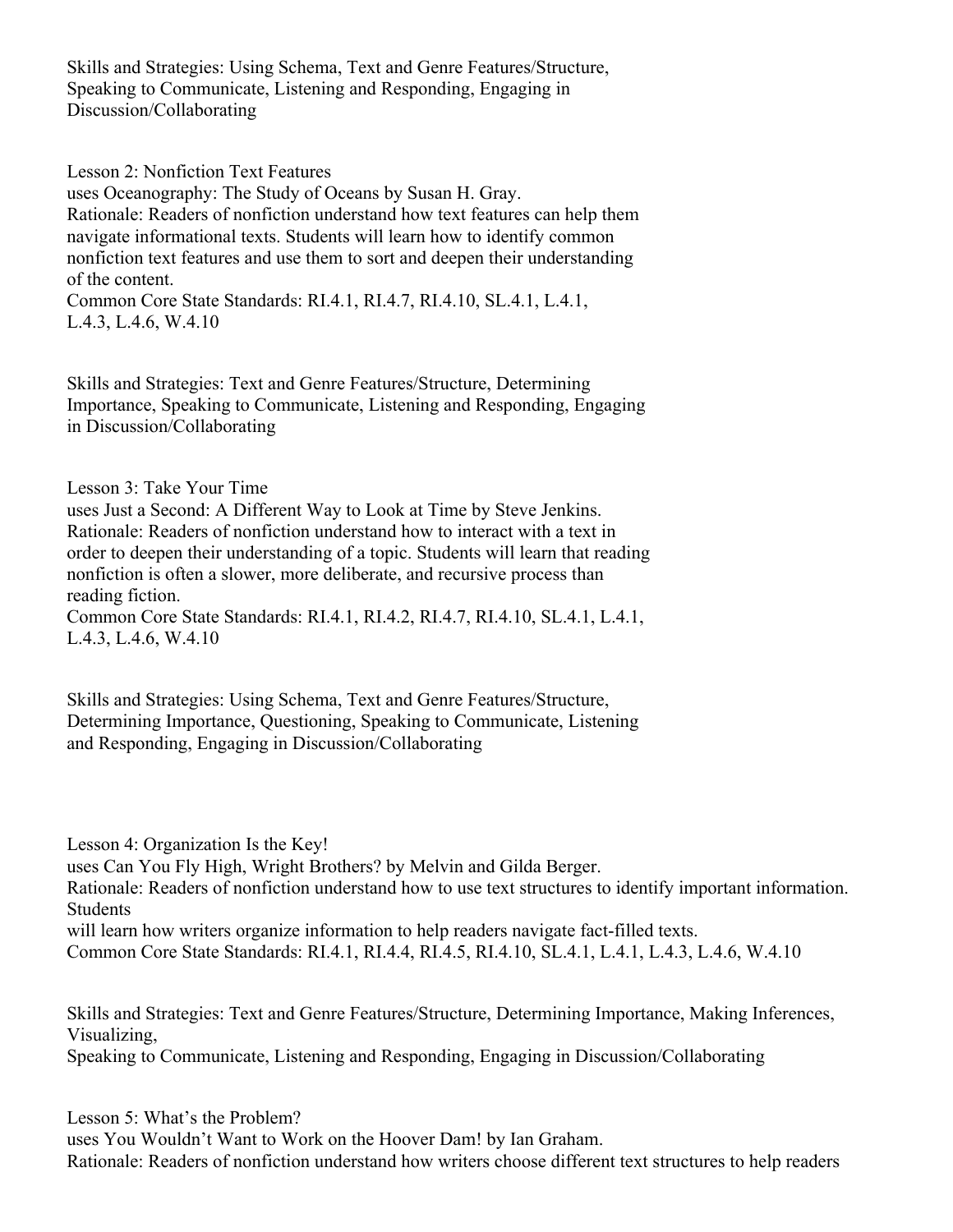Skills and Strategies: Using Schema, Text and Genre Features/Structure, Speaking to Communicate, Listening and Responding, Engaging in Discussion/Collaborating

Lesson 2: Nonfiction Text Features
uses Oceanography: The Study of Oceans by Susan H. Gray.
Rationale: Readers of nonfiction understand how text features can help them navigate informational texts. Students will learn how to identify common nonfiction text features and use them to sort and deepen their understanding of the content.
Common Core State Standards: RI.4.1, RI.4.7, RI.4.10, SL.4.1, L.4.1, L.4.3, L.4.6, W.4.10

Skills and Strategies: Text and Genre Features/Structure, Determining Importance, Speaking to Communicate, Listening and Responding, Engaging in Discussion/Collaborating

Lesson 3: Take Your Time
uses Just a Second: A Different Way to Look at Time by Steve Jenkins.
Rationale: Readers of nonfiction understand how to interact with a text in order to deepen their understanding of a topic. Students will learn that reading nonfiction is often a slower, more deliberate, and recursive process than reading fiction.
Common Core State Standards: RI.4.1, RI.4.2, RI.4.7, RI.4.10, SL.4.1, L.4.1, L.4.3, L.4.6, W.4.10

Skills and Strategies: Using Schema, Text and Genre Features/Structure, Determining Importance, Questioning, Speaking to Communicate, Listening and Responding, Engaging in Discussion/Collaborating

Lesson 4: Organization Is the Key!
uses Can You Fly High, Wright Brothers? by Melvin and Gilda Berger.
Rationale: Readers of nonfiction understand how to use text structures to identify important information. Students
will learn how writers organize information to help readers navigate fact-filled texts.
Common Core State Standards: RI.4.1, RI.4.4, RI.4.5, RI.4.10, SL.4.1, L.4.1, L.4.3, L.4.6, W.4.10

Skills and Strategies: Text and Genre Features/Structure, Determining Importance, Making Inferences, Visualizing,
Speaking to Communicate, Listening and Responding, Engaging in Discussion/Collaborating

Lesson 5: What's the Problem?
uses You Wouldn't Want to Work on the Hoover Dam! by Ian Graham.
Rationale: Readers of nonfiction understand how writers choose different text structures to help readers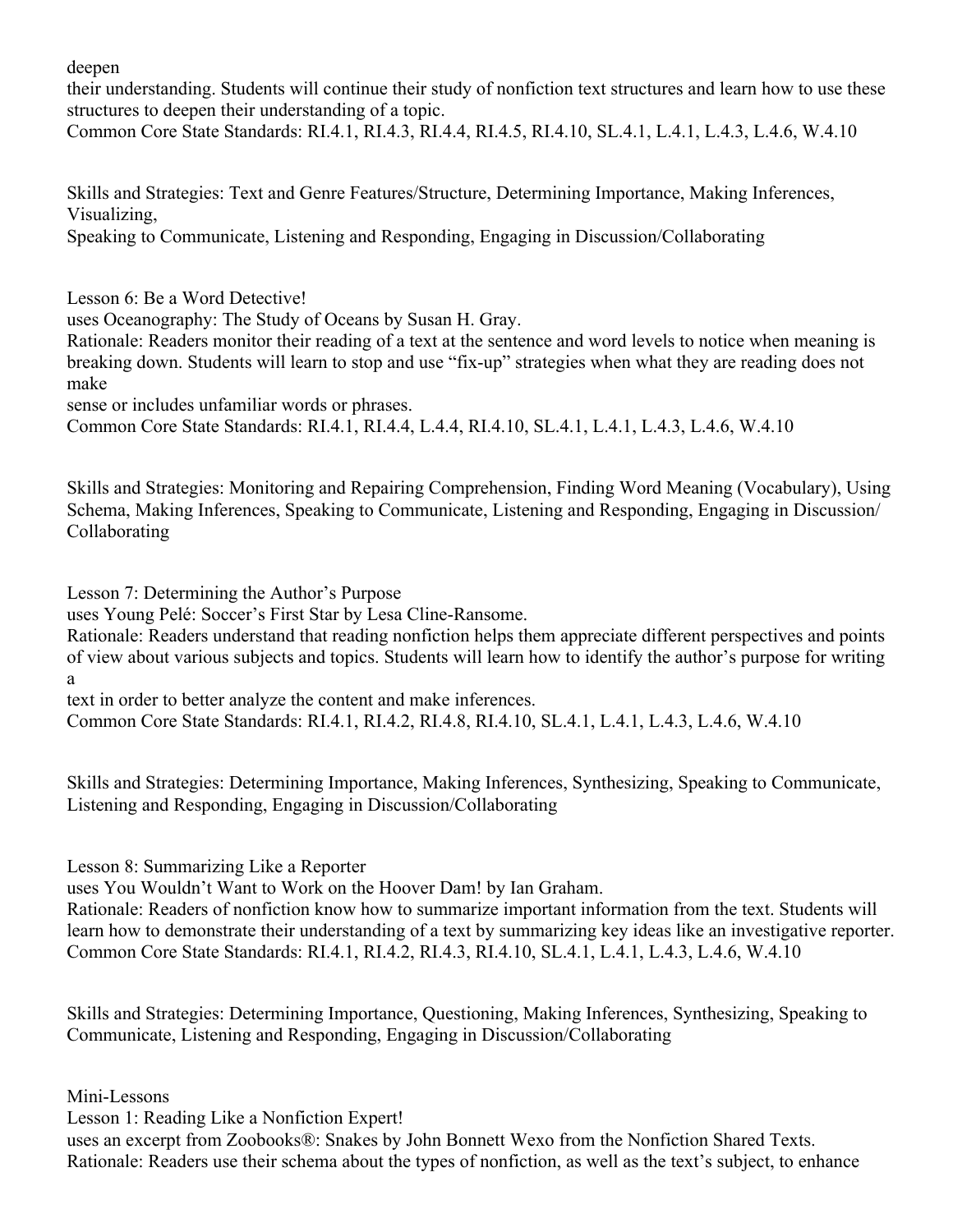deepen
their understanding. Students will continue their study of nonfiction text structures and learn how to use these structures to deepen their understanding of a topic.
Common Core State Standards: RI.4.1, RI.4.3, RI.4.4, RI.4.5, RI.4.10, SL.4.1, L.4.1, L.4.3, L.4.6, W.4.10

Skills and Strategies: Text and Genre Features/Structure, Determining Importance, Making Inferences, Visualizing,
Speaking to Communicate, Listening and Responding, Engaging in Discussion/Collaborating

Lesson 6: Be a Word Detective!
uses Oceanography: The Study of Oceans by Susan H. Gray.
Rationale: Readers monitor their reading of a text at the sentence and word levels to notice when meaning is breaking down. Students will learn to stop and use "fix-up" strategies when what they are reading does not make
sense or includes unfamiliar words or phrases.
Common Core State Standards: RI.4.1, RI.4.4, L.4.4, RI.4.10, SL.4.1, L.4.1, L.4.3, L.4.6, W.4.10

Skills and Strategies: Monitoring and Repairing Comprehension, Finding Word Meaning (Vocabulary), Using Schema, Making Inferences, Speaking to Communicate, Listening and Responding, Engaging in Discussion/ Collaborating

Lesson 7: Determining the Author's Purpose
uses Young Pelé: Soccer's First Star by Lesa Cline-Ransome.
Rationale: Readers understand that reading nonfiction helps them appreciate different perspectives and points of view about various subjects and topics. Students will learn how to identify the author's purpose for writing a
text in order to better analyze the content and make inferences.
Common Core State Standards: RI.4.1, RI.4.2, RI.4.8, RI.4.10, SL.4.1, L.4.1, L.4.3, L.4.6, W.4.10

Skills and Strategies: Determining Importance, Making Inferences, Synthesizing, Speaking to Communicate, Listening and Responding, Engaging in Discussion/Collaborating

Lesson 8: Summarizing Like a Reporter
uses You Wouldn't Want to Work on the Hoover Dam! by Ian Graham.
Rationale: Readers of nonfiction know how to summarize important information from the text. Students will learn how to demonstrate their understanding of a text by summarizing key ideas like an investigative reporter.
Common Core State Standards: RI.4.1, RI.4.2, RI.4.3, RI.4.10, SL.4.1, L.4.1, L.4.3, L.4.6, W.4.10

Skills and Strategies: Determining Importance, Questioning, Making Inferences, Synthesizing, Speaking to Communicate, Listening and Responding, Engaging in Discussion/Collaborating

Mini-Lessons
Lesson 1: Reading Like a Nonfiction Expert!
uses an excerpt from Zoobooks®: Snakes by John Bonnett Wexo from the Nonfiction Shared Texts.
Rationale: Readers use their schema about the types of nonfiction, as well as the text's subject, to enhance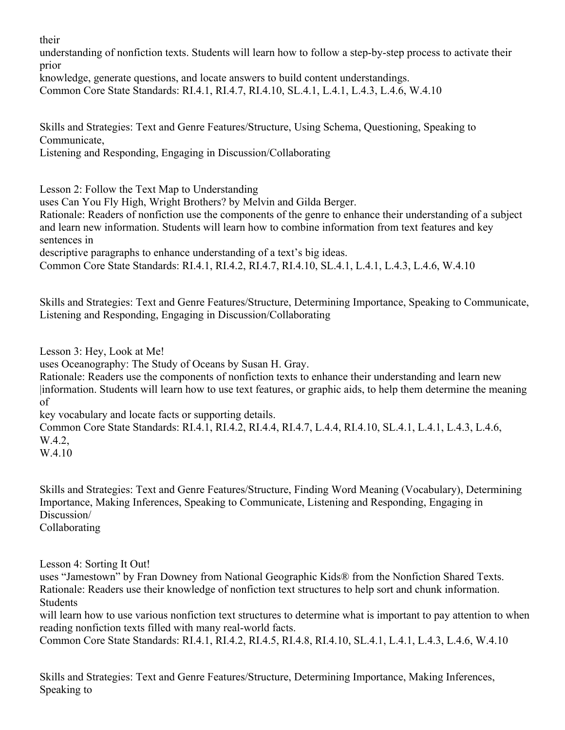their understanding of nonfiction texts. Students will learn how to follow a step-by-step process to activate their prior knowledge, generate questions, and locate answers to build content understandings.
Common Core State Standards: RI.4.1, RI.4.7, RI.4.10, SL.4.1, L.4.1, L.4.3, L.4.6, W.4.10

Skills and Strategies: Text and Genre Features/Structure, Using Schema, Questioning, Speaking to Communicate, Listening and Responding, Engaging in Discussion/Collaborating

Lesson 2: Follow the Text Map to Understanding
uses Can You Fly High, Wright Brothers? by Melvin and Gilda Berger.
Rationale: Readers of nonfiction use the components of the genre to enhance their understanding of a subject and learn new information. Students will learn how to combine information from text features and key sentences in descriptive paragraphs to enhance understanding of a text's big ideas.
Common Core State Standards: RI.4.1, RI.4.2, RI.4.7, RI.4.10, SL.4.1, L.4.1, L.4.3, L.4.6, W.4.10

Skills and Strategies: Text and Genre Features/Structure, Determining Importance, Speaking to Communicate, Listening and Responding, Engaging in Discussion/Collaborating

Lesson 3: Hey, Look at Me!
uses Oceanography: The Study of Oceans by Susan H. Gray.
Rationale: Readers use the components of nonfiction texts to enhance their understanding and learn new |information. Students will learn how to use text features, or graphic aids, to help them determine the meaning of key vocabulary and locate facts or supporting details.
Common Core State Standards: RI.4.1, RI.4.2, RI.4.4, RI.4.7, L.4.4, RI.4.10, SL.4.1, L.4.1, L.4.3, L.4.6, W.4.2, W.4.10

Skills and Strategies: Text and Genre Features/Structure, Finding Word Meaning (Vocabulary), Determining Importance, Making Inferences, Speaking to Communicate, Listening and Responding, Engaging in Discussion/Collaborating

Lesson 4: Sorting It Out!
uses "Jamestown" by Fran Downey from National Geographic Kids® from the Nonfiction Shared Texts.
Rationale: Readers use their knowledge of nonfiction text structures to help sort and chunk information. Students will learn how to use various nonfiction text structures to determine what is important to pay attention to when reading nonfiction texts filled with many real-world facts.
Common Core State Standards: RI.4.1, RI.4.2, RI.4.5, RI.4.8, RI.4.10, SL.4.1, L.4.1, L.4.3, L.4.6, W.4.10

Skills and Strategies: Text and Genre Features/Structure, Determining Importance, Making Inferences, Speaking to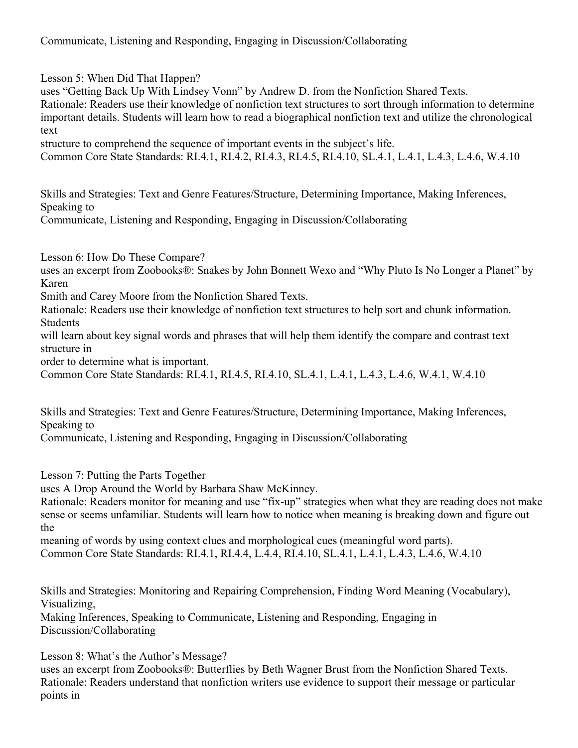Communicate, Listening and Responding, Engaging in Discussion/Collaborating

Lesson 5: When Did That Happen?
uses "Getting Back Up With Lindsey Vonn" by Andrew D. from the Nonfiction Shared Texts.
Rationale: Readers use their knowledge of nonfiction text structures to sort through information to determine important details. Students will learn how to read a biographical nonfiction text and utilize the chronological text structure to comprehend the sequence of important events in the subject's life.
Common Core State Standards: RI.4.1, RI.4.2, RI.4.3, RI.4.5, RI.4.10, SL.4.1, L.4.1, L.4.3, L.4.6, W.4.10

Skills and Strategies: Text and Genre Features/Structure, Determining Importance, Making Inferences, Speaking to Communicate, Listening and Responding, Engaging in Discussion/Collaborating

Lesson 6: How Do These Compare?
uses an excerpt from Zoobooks®: Snakes by John Bonnett Wexo and "Why Pluto Is No Longer a Planet" by Karen Smith and Carey Moore from the Nonfiction Shared Texts.
Rationale: Readers use their knowledge of nonfiction text structures to help sort and chunk information. Students will learn about key signal words and phrases that will help them identify the compare and contrast text structure in order to determine what is important.
Common Core State Standards: RI.4.1, RI.4.5, RI.4.10, SL.4.1, L.4.1, L.4.3, L.4.6, W.4.1, W.4.10

Skills and Strategies: Text and Genre Features/Structure, Determining Importance, Making Inferences, Speaking to Communicate, Listening and Responding, Engaging in Discussion/Collaborating

Lesson 7: Putting the Parts Together
uses A Drop Around the World by Barbara Shaw McKinney.
Rationale: Readers monitor for meaning and use "fix-up" strategies when what they are reading does not make sense or seems unfamiliar. Students will learn how to notice when meaning is breaking down and figure out the meaning of words by using context clues and morphological cues (meaningful word parts).
Common Core State Standards: RI.4.1, RI.4.4, L.4.4, RI.4.10, SL.4.1, L.4.1, L.4.3, L.4.6, W.4.10

Skills and Strategies: Monitoring and Repairing Comprehension, Finding Word Meaning (Vocabulary), Visualizing, Making Inferences, Speaking to Communicate, Listening and Responding, Engaging in Discussion/Collaborating

Lesson 8: What's the Author's Message?
uses an excerpt from Zoobooks®: Butterflies by Beth Wagner Brust from the Nonfiction Shared Texts.
Rationale: Readers understand that nonfiction writers use evidence to support their message or particular points in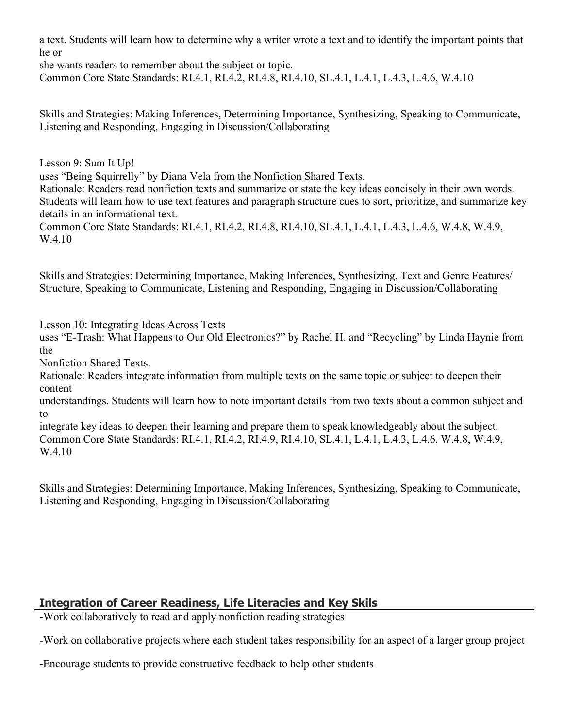a text. Students will learn how to determine why a writer wrote a text and to identify the important points that he or
she wants readers to remember about the subject or topic.
Common Core State Standards: RI.4.1, RI.4.2, RI.4.8, RI.4.10, SL.4.1, L.4.1, L.4.3, L.4.6, W.4.10

Skills and Strategies: Making Inferences, Determining Importance, Synthesizing, Speaking to Communicate, Listening and Responding, Engaging in Discussion/Collaborating

Lesson 9: Sum It Up!
uses "Being Squirrelly" by Diana Vela from the Nonfiction Shared Texts.
Rationale: Readers read nonfiction texts and summarize or state the key ideas concisely in their own words. Students will learn how to use text features and paragraph structure cues to sort, prioritize, and summarize key details in an informational text.
Common Core State Standards: RI.4.1, RI.4.2, RI.4.8, RI.4.10, SL.4.1, L.4.1, L.4.3, L.4.6, W.4.8, W.4.9, W.4.10

Skills and Strategies: Determining Importance, Making Inferences, Synthesizing, Text and Genre Features/ Structure, Speaking to Communicate, Listening and Responding, Engaging in Discussion/Collaborating

Lesson 10: Integrating Ideas Across Texts
uses "E-Trash: What Happens to Our Old Electronics?" by Rachel H. and "Recycling" by Linda Haynie from the
Nonfiction Shared Texts.
Rationale: Readers integrate information from multiple texts on the same topic or subject to deepen their content
understandings. Students will learn how to note important details from two texts about a common subject and to
integrate key ideas to deepen their learning and prepare them to speak knowledgeably about the subject.
Common Core State Standards: RI.4.1, RI.4.2, RI.4.9, RI.4.10, SL.4.1, L.4.1, L.4.3, L.4.6, W.4.8, W.4.9, W.4.10

Skills and Strategies: Determining Importance, Making Inferences, Synthesizing, Speaking to Communicate, Listening and Responding, Engaging in Discussion/Collaborating

## Integration of Career Readiness, Life Literacies and Key Skils

-Work collaboratively to read and apply nonfiction reading strategies

-Work on collaborative projects where each student takes responsibility for an aspect of a larger group project

-Encourage students to provide constructive feedback to help other students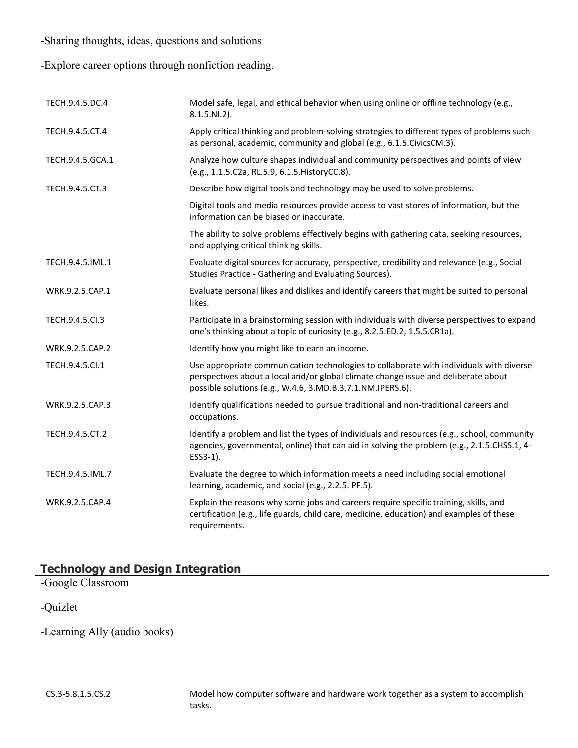-Sharing thoughts, ideas, questions and solutions

-Explore career options through nonfiction reading.

| | |
|---|---|
| TECH.9.4.5.DC.4 | Model safe, legal, and ethical behavior when using online or offline technology (e.g., 8.1.5.NI.2). |
| TECH.9.4.5.CT.4 | Apply critical thinking and problem-solving strategies to different types of problems such as personal, academic, community and global (e.g., 6.1.5.CivicsCM.3). |
| TECH.9.4.5.GCA.1 | Analyze how culture shapes individual and community perspectives and points of view (e.g., 1.1.5.C2a, RL.5.9, 6.1.5.HistoryCC.8). |
| TECH.9.4.5.CT.3 | Describe how digital tools and technology may be used to solve problems. |
| | Digital tools and media resources provide access to vast stores of information, but the information can be biased or inaccurate. |
| | The ability to solve problems effectively begins with gathering data, seeking resources, and applying critical thinking skills. |
| TECH.9.4.5.IML.1 | Evaluate digital sources for accuracy, perspective, credibility and relevance (e.g., Social Studies Practice - Gathering and Evaluating Sources). |
| WRK.9.2.5.CAP.1 | Evaluate personal likes and dislikes and identify careers that might be suited to personal likes. |
| TECH.9.4.5.CI.3 | Participate in a brainstorming session with individuals with diverse perspectives to expand one's thinking about a topic of curiosity (e.g., 8.2.5.ED.2, 1.5.5.CR1a). |
| WRK.9.2.5.CAP.2 | Identify how you might like to earn an income. |
| TECH.9.4.5.CI.1 | Use appropriate communication technologies to collaborate with individuals with diverse perspectives about a local and/or global climate change issue and deliberate about possible solutions (e.g., W.4.6, 3.MD.B.3,7.1.NM.IPERS.6). |
| WRK.9.2.5.CAP.3 | Identify qualifications needed to pursue traditional and non-traditional careers and occupations. |
| TECH.9.4.5.CT.2 | Identify a problem and list the types of individuals and resources (e.g., school, community agencies, governmental, online) that can aid in solving the problem (e.g., 2.1.5.CHSS.1, 4-ESS3-1). |
| TECH.9.4.5.IML.7 | Evaluate the degree to which information meets a need including social emotional learning, academic, and social (e.g., 2.2.5. PF.5). |
| WRK.9.2.5.CAP.4 | Explain the reasons why some jobs and careers require specific training, skills, and certification (e.g., life guards, child care, medicine, education) and examples of these requirements. |

## Technology and Design Integration

-Google Classroom

-Quizlet

-Learning Ally (audio books)

| | |
|---|---|
| CS.3-5.8.1.5.CS.2 | Model how computer software and hardware work together as a system to accomplish tasks. |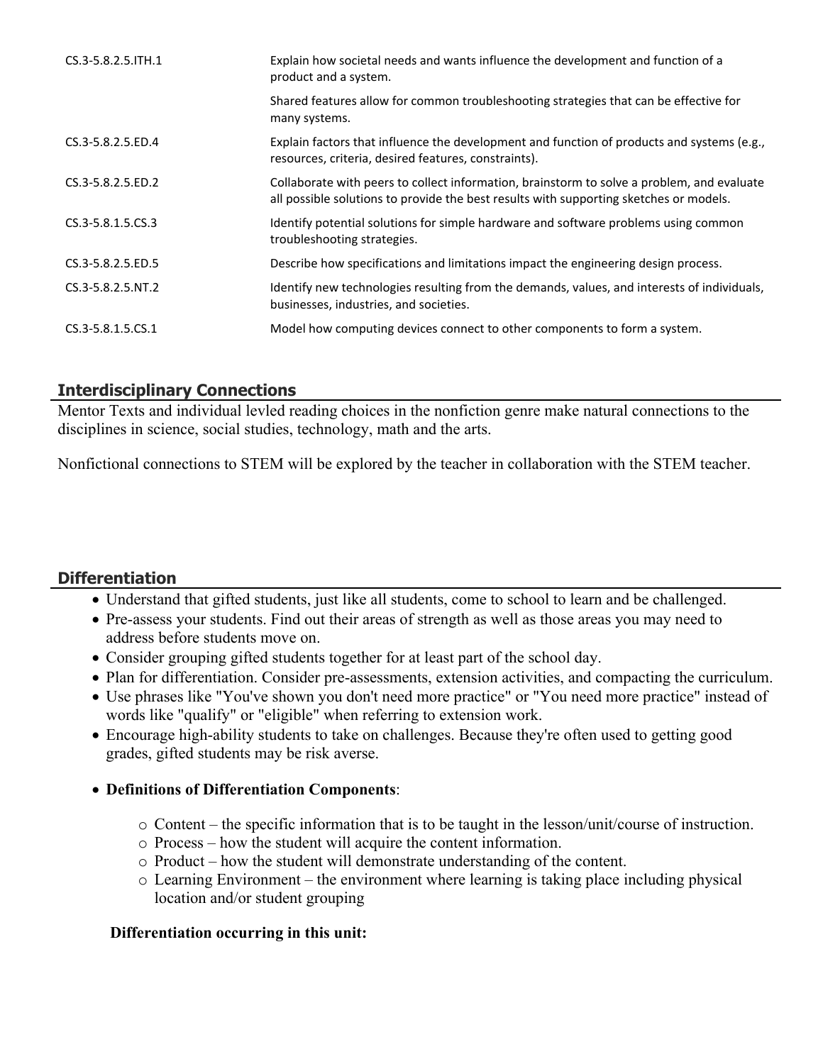| | |
|---|---|
| CS.3-5.8.2.5.ITH.1 | Explain how societal needs and wants influence the development and function of a product and a system. |
| | Shared features allow for common troubleshooting strategies that can be effective for many systems. |
| CS.3-5.8.2.5.ED.4 | Explain factors that influence the development and function of products and systems (e.g., resources, criteria, desired features, constraints). |
| CS.3-5.8.2.5.ED.2 | Collaborate with peers to collect information, brainstorm to solve a problem, and evaluate all possible solutions to provide the best results with supporting sketches or models. |
| CS.3-5.8.1.5.CS.3 | Identify potential solutions for simple hardware and software problems using common troubleshooting strategies. |
| CS.3-5.8.2.5.ED.5 | Describe how specifications and limitations impact the engineering design process. |
| CS.3-5.8.2.5.NT.2 | Identify new technologies resulting from the demands, values, and interests of individuals, businesses, industries, and societies. |
| CS.3-5.8.1.5.CS.1 | Model how computing devices connect to other components to form a system. |

## Interdisciplinary Connections

Mentor Texts and individual levled reading choices in the nonfiction genre make natural connections to the disciplines in science, social studies, technology, math and the arts.

Nonfictional connections to STEM will be explored by the teacher in collaboration with the STEM teacher.

## Differentiation

- Understand that gifted students, just like all students, come to school to learn and be challenged.
- Pre-assess your students. Find out their areas of strength as well as those areas you may need to address before students move on.
- Consider grouping gifted students together for at least part of the school day.
- Plan for differentiation. Consider pre-assessments, extension activities, and compacting the curriculum.
- Use phrases like "You've shown you don't need more practice" or "You need more practice" instead of words like "qualify" or "eligible" when referring to extension work.
- Encourage high-ability students to take on challenges. Because they're often used to getting good grades, gifted students may be risk averse.
- **Definitions of Differentiation Components**:
  - Content – the specific information that is to be taught in the lesson/unit/course of instruction.
  - Process – how the student will acquire the content information.
  - Product – how the student will demonstrate understanding of the content.
  - Learning Environment – the environment where learning is taking place including physical location and/or student grouping

**Differentiation occurring in this unit:**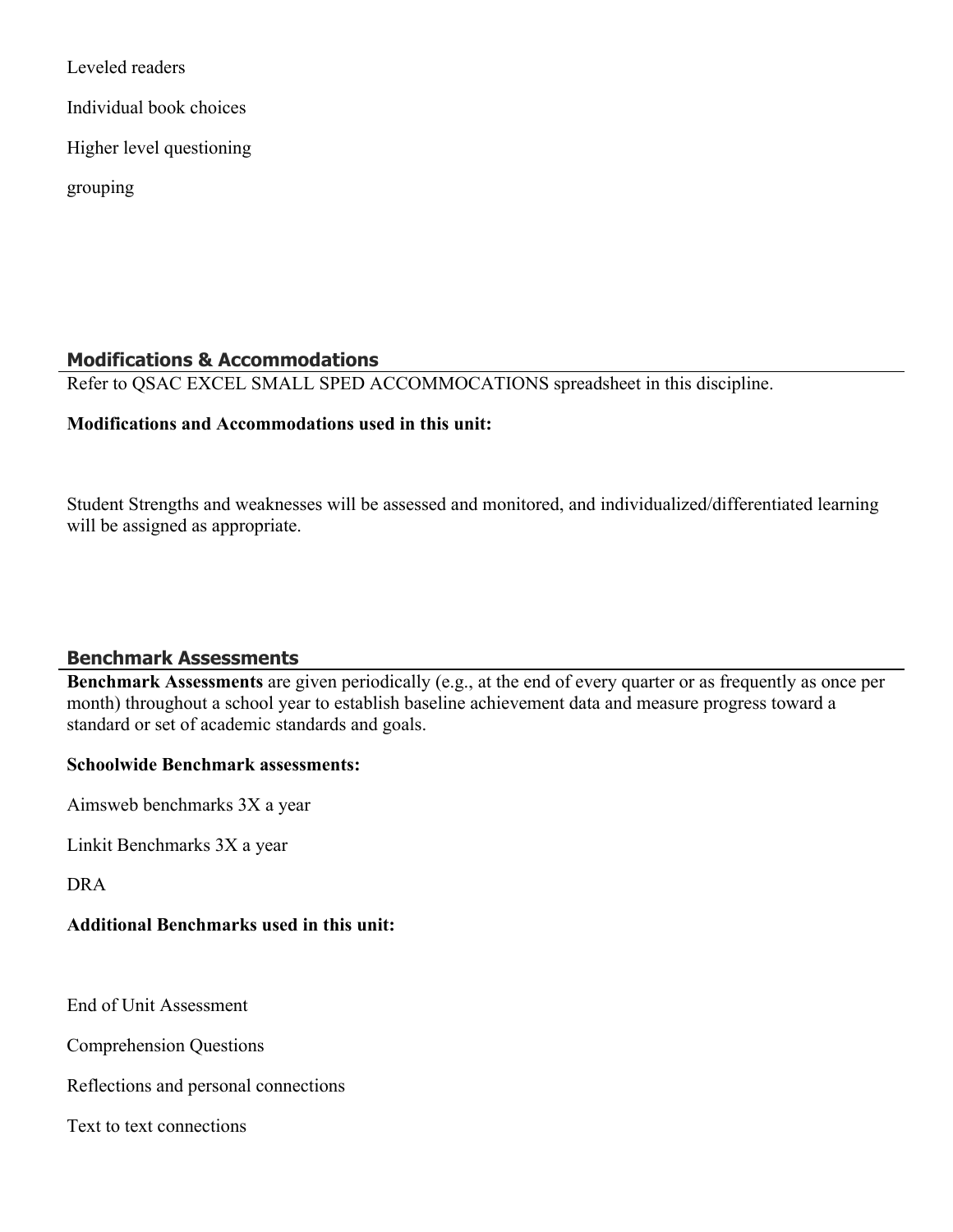Leveled readers

Individual book choices

Higher level questioning

grouping

## Modifications & Accommodations

Refer to QSAC EXCEL SMALL SPED ACCOMMOCATIONS spreadsheet in this discipline.

**Modifications and Accommodations used in this unit:**

Student Strengths and weaknesses will be assessed and monitored, and individualized/differentiated learning will be assigned as appropriate.

## Benchmark Assessments

**Benchmark Assessments** are given periodically (e.g., at the end of every quarter or as frequently as once per month) throughout a school year to establish baseline achievement data and measure progress toward a standard or set of academic standards and goals.

**Schoolwide Benchmark assessments:**

Aimsweb benchmarks 3X a year

Linkit Benchmarks 3X a year

DRA

**Additional Benchmarks used in this unit:**

End of Unit Assessment

Comprehension Questions

Reflections and personal connections

Text to text connections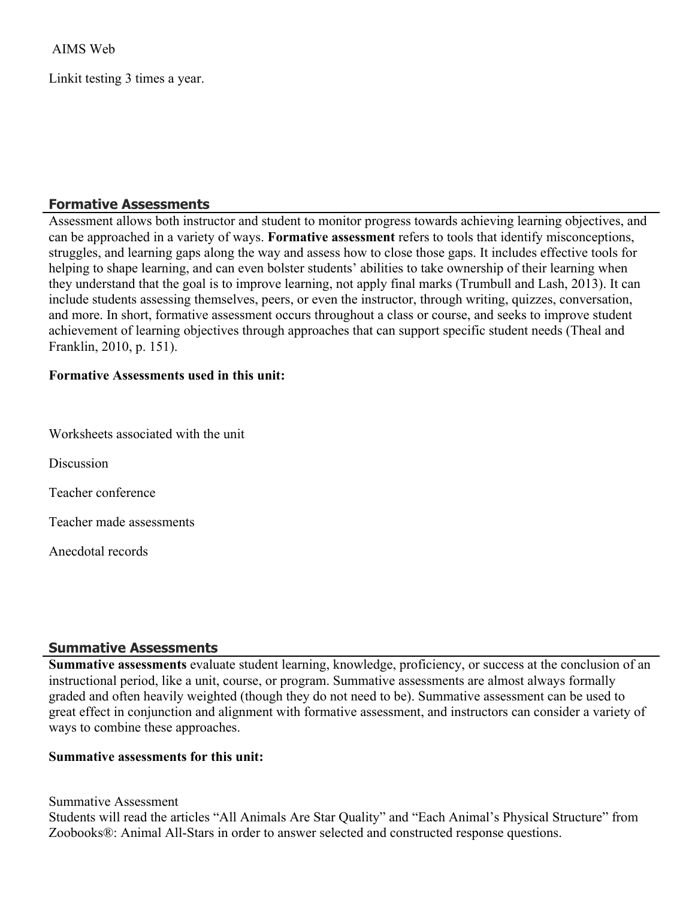AIMS Web

Linkit testing 3 times a year.

## Formative Assessments

Assessment allows both instructor and student to monitor progress towards achieving learning objectives, and can be approached in a variety of ways. **Formative assessment** refers to tools that identify misconceptions, struggles, and learning gaps along the way and assess how to close those gaps. It includes effective tools for helping to shape learning, and can even bolster students' abilities to take ownership of their learning when they understand that the goal is to improve learning, not apply final marks (Trumbull and Lash, 2013). It can include students assessing themselves, peers, or even the instructor, through writing, quizzes, conversation, and more. In short, formative assessment occurs throughout a class or course, and seeks to improve student achievement of learning objectives through approaches that can support specific student needs (Theal and Franklin, 2010, p. 151).

**Formative Assessments used in this unit:**

Worksheets associated with the unit

Discussion

Teacher conference

Teacher made assessments

Anecdotal records

## Summative Assessments

**Summative assessments** evaluate student learning, knowledge, proficiency, or success at the conclusion of an instructional period, like a unit, course, or program. Summative assessments are almost always formally graded and often heavily weighted (though they do not need to be). Summative assessment can be used to great effect in conjunction and alignment with formative assessment, and instructors can consider a variety of ways to combine these approaches.

**Summative assessments for this unit:**

Summative Assessment
Students will read the articles "All Animals Are Star Quality" and "Each Animal's Physical Structure" from Zoobooks®: Animal All-Stars in order to answer selected and constructed response questions.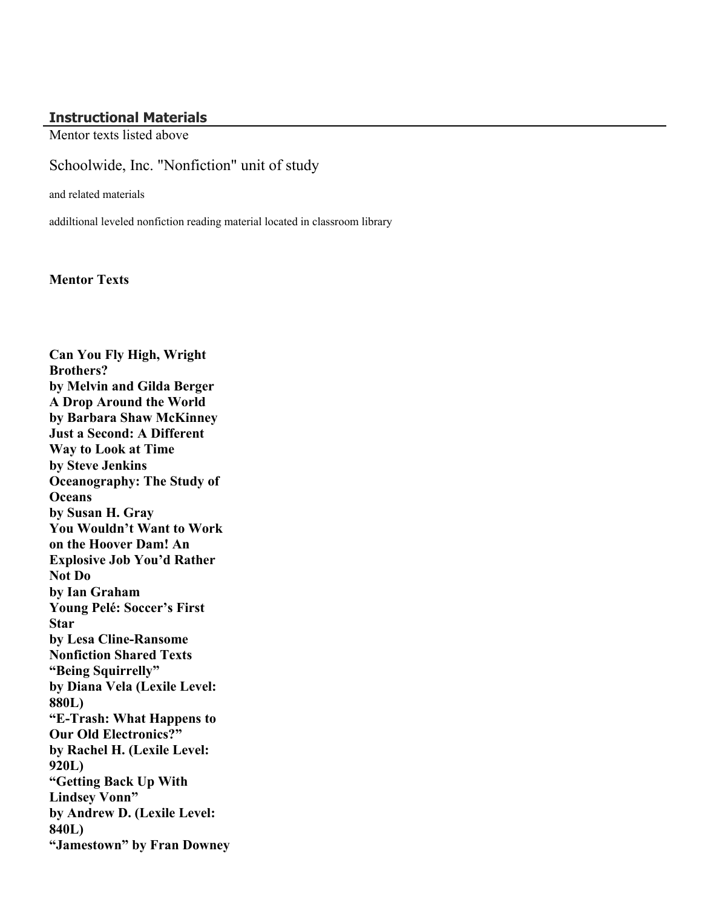## Instructional Materials

Mentor texts listed above

Schoolwide, Inc. "Nonfiction" unit of study

and related materials

addiltional leveled nonfiction reading material located in classroom library

**Mentor Texts**

**Can You Fly High, Wright Brothers?**
**by Melvin and Gilda Berger**
**A Drop Around the World**
**by Barbara Shaw McKinney**
**Just a Second: A Different Way to Look at Time**
**by Steve Jenkins**
**Oceanography: The Study of Oceans**
**by Susan H. Gray**
**You Wouldn't Want to Work on the Hoover Dam! An Explosive Job You'd Rather Not Do**
**by Ian Graham**
**Young Pelé: Soccer's First Star**
**by Lesa Cline-Ransome**
**Nonfiction Shared Texts**
**"Being Squirrelly"**
**by Diana Vela (Lexile Level: 880L)**
**"E-Trash: What Happens to Our Old Electronics?"**
**by Rachel H. (Lexile Level: 920L)**
**"Getting Back Up With Lindsey Vonn"**
**by Andrew D. (Lexile Level: 840L)**
**"Jamestown" by Fran Downey**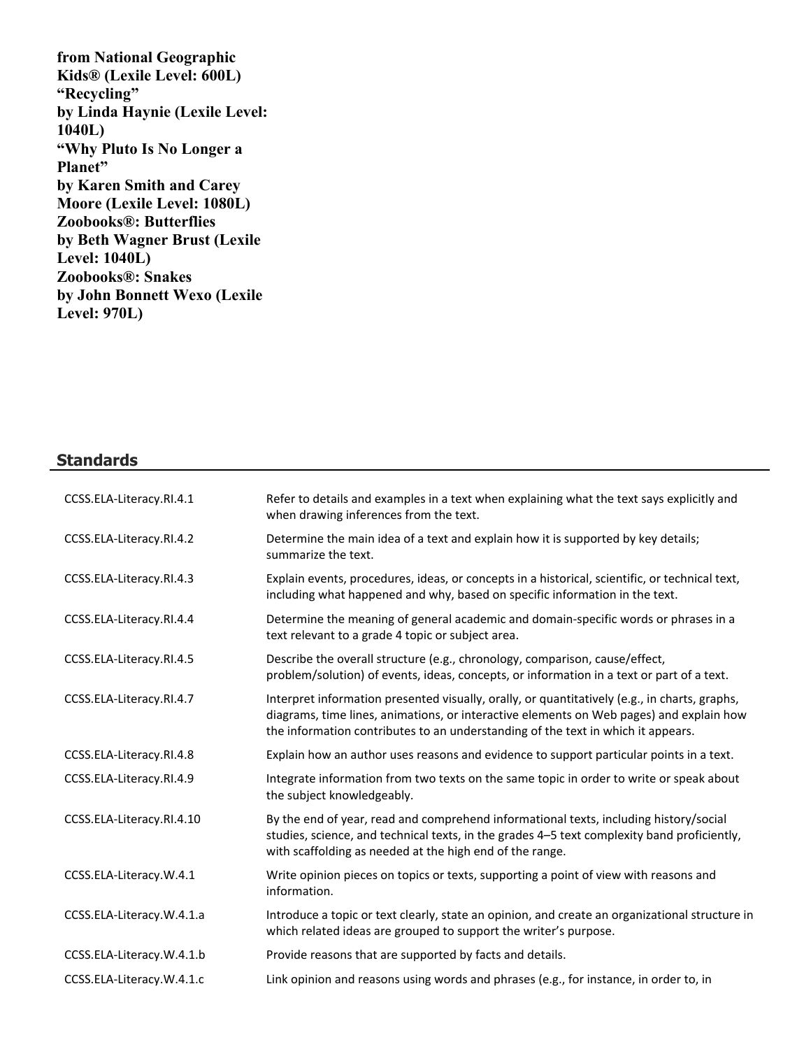**from National Geographic Kids® (Lexile Level: 600L)**
**"Recycling"**
**by Linda Haynie (Lexile Level: 1040L)**
**"Why Pluto Is No Longer a Planet"**
**by Karen Smith and Carey Moore (Lexile Level: 1080L)**
**Zoobooks®: Butterflies**
**by Beth Wagner Brust (Lexile Level: 1040L)**
**Zoobooks®: Snakes**
**by John Bonnett Wexo (Lexile Level: 970L)**

## Standards

| | |
|---|---|
| CCSS.ELA-Literacy.RI.4.1 | Refer to details and examples in a text when explaining what the text says explicitly and when drawing inferences from the text. |
| CCSS.ELA-Literacy.RI.4.2 | Determine the main idea of a text and explain how it is supported by key details; summarize the text. |
| CCSS.ELA-Literacy.RI.4.3 | Explain events, procedures, ideas, or concepts in a historical, scientific, or technical text, including what happened and why, based on specific information in the text. |
| CCSS.ELA-Literacy.RI.4.4 | Determine the meaning of general academic and domain-specific words or phrases in a text relevant to a grade 4 topic or subject area. |
| CCSS.ELA-Literacy.RI.4.5 | Describe the overall structure (e.g., chronology, comparison, cause/effect, problem/solution) of events, ideas, concepts, or information in a text or part of a text. |
| CCSS.ELA-Literacy.RI.4.7 | Interpret information presented visually, orally, or quantitatively (e.g., in charts, graphs, diagrams, time lines, animations, or interactive elements on Web pages) and explain how the information contributes to an understanding of the text in which it appears. |
| CCSS.ELA-Literacy.RI.4.8 | Explain how an author uses reasons and evidence to support particular points in a text. |
| CCSS.ELA-Literacy.RI.4.9 | Integrate information from two texts on the same topic in order to write or speak about the subject knowledgeably. |
| CCSS.ELA-Literacy.RI.4.10 | By the end of year, read and comprehend informational texts, including history/social studies, science, and technical texts, in the grades 4–5 text complexity band proficiently, with scaffolding as needed at the high end of the range. |
| CCSS.ELA-Literacy.W.4.1 | Write opinion pieces on topics or texts, supporting a point of view with reasons and information. |
| CCSS.ELA-Literacy.W.4.1.a | Introduce a topic or text clearly, state an opinion, and create an organizational structure in which related ideas are grouped to support the writer's purpose. |
| CCSS.ELA-Literacy.W.4.1.b | Provide reasons that are supported by facts and details. |
| CCSS.ELA-Literacy.W.4.1.c | Link opinion and reasons using words and phrases (e.g., for instance, in order to, in |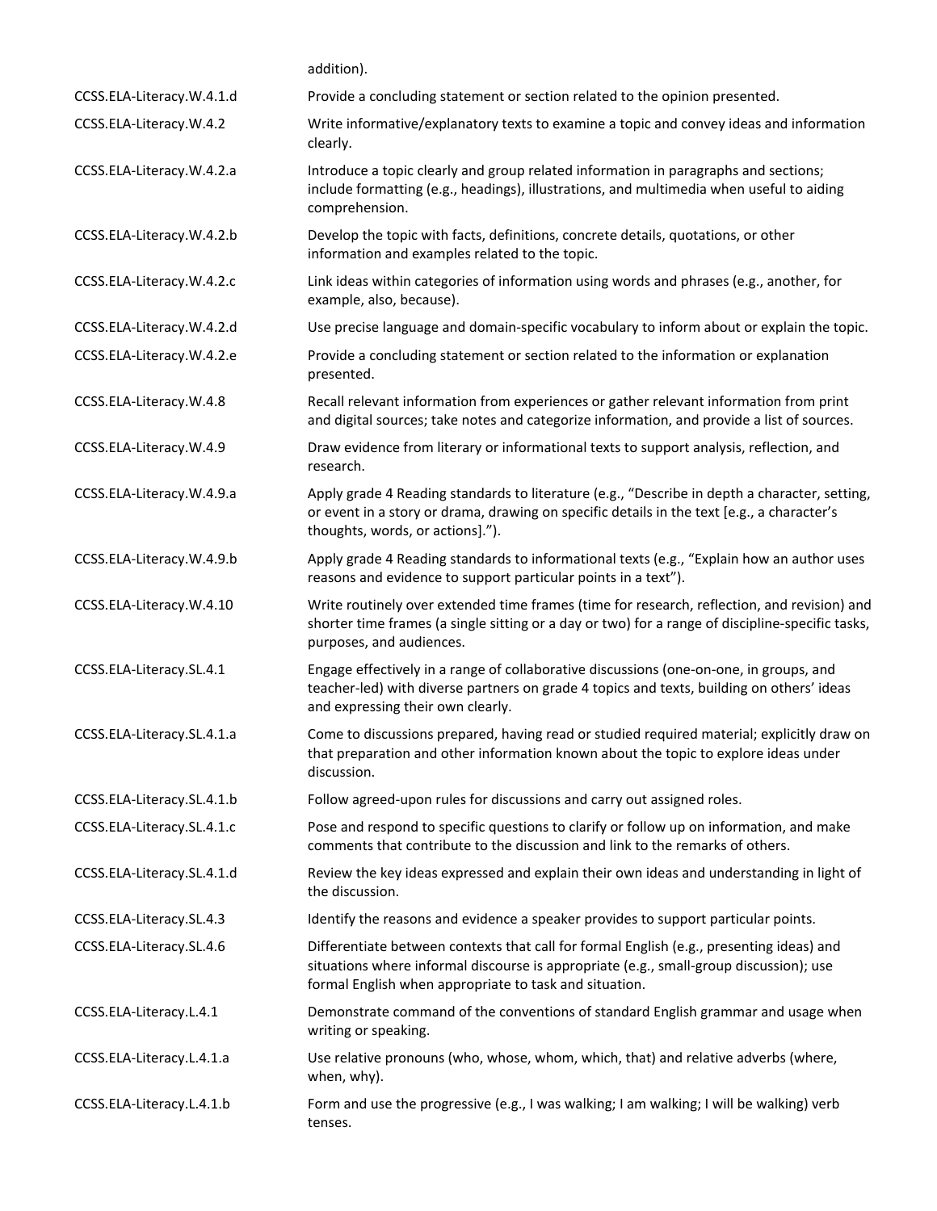| | |
|---|---|
| | addition). |
| CCSS.ELA-Literacy.W.4.1.d | Provide a concluding statement or section related to the opinion presented. |
| CCSS.ELA-Literacy.W.4.2 | Write informative/explanatory texts to examine a topic and convey ideas and information clearly. |
| CCSS.ELA-Literacy.W.4.2.a | Introduce a topic clearly and group related information in paragraphs and sections; include formatting (e.g., headings), illustrations, and multimedia when useful to aiding comprehension. |
| CCSS.ELA-Literacy.W.4.2.b | Develop the topic with facts, definitions, concrete details, quotations, or other information and examples related to the topic. |
| CCSS.ELA-Literacy.W.4.2.c | Link ideas within categories of information using words and phrases (e.g., another, for example, also, because). |
| CCSS.ELA-Literacy.W.4.2.d | Use precise language and domain-specific vocabulary to inform about or explain the topic. |
| CCSS.ELA-Literacy.W.4.2.e | Provide a concluding statement or section related to the information or explanation presented. |
| CCSS.ELA-Literacy.W.4.8 | Recall relevant information from experiences or gather relevant information from print and digital sources; take notes and categorize information, and provide a list of sources. |
| CCSS.ELA-Literacy.W.4.9 | Draw evidence from literary or informational texts to support analysis, reflection, and research. |
| CCSS.ELA-Literacy.W.4.9.a | Apply grade 4 Reading standards to literature (e.g., "Describe in depth a character, setting, or event in a story or drama, drawing on specific details in the text [e.g., a character's thoughts, words, or actions]."). |
| CCSS.ELA-Literacy.W.4.9.b | Apply grade 4 Reading standards to informational texts (e.g., "Explain how an author uses reasons and evidence to support particular points in a text"). |
| CCSS.ELA-Literacy.W.4.10 | Write routinely over extended time frames (time for research, reflection, and revision) and shorter time frames (a single sitting or a day or two) for a range of discipline-specific tasks, purposes, and audiences. |
| CCSS.ELA-Literacy.SL.4.1 | Engage effectively in a range of collaborative discussions (one-on-one, in groups, and teacher-led) with diverse partners on grade 4 topics and texts, building on others' ideas and expressing their own clearly. |
| CCSS.ELA-Literacy.SL.4.1.a | Come to discussions prepared, having read or studied required material; explicitly draw on that preparation and other information known about the topic to explore ideas under discussion. |
| CCSS.ELA-Literacy.SL.4.1.b | Follow agreed-upon rules for discussions and carry out assigned roles. |
| CCSS.ELA-Literacy.SL.4.1.c | Pose and respond to specific questions to clarify or follow up on information, and make comments that contribute to the discussion and link to the remarks of others. |
| CCSS.ELA-Literacy.SL.4.1.d | Review the key ideas expressed and explain their own ideas and understanding in light of the discussion. |
| CCSS.ELA-Literacy.SL.4.3 | Identify the reasons and evidence a speaker provides to support particular points. |
| CCSS.ELA-Literacy.SL.4.6 | Differentiate between contexts that call for formal English (e.g., presenting ideas) and situations where informal discourse is appropriate (e.g., small-group discussion); use formal English when appropriate to task and situation. |
| CCSS.ELA-Literacy.L.4.1 | Demonstrate command of the conventions of standard English grammar and usage when writing or speaking. |
| CCSS.ELA-Literacy.L.4.1.a | Use relative pronouns (who, whose, whom, which, that) and relative adverbs (where, when, why). |
| CCSS.ELA-Literacy.L.4.1.b | Form and use the progressive (e.g., I was walking; I am walking; I will be walking) verb tenses. |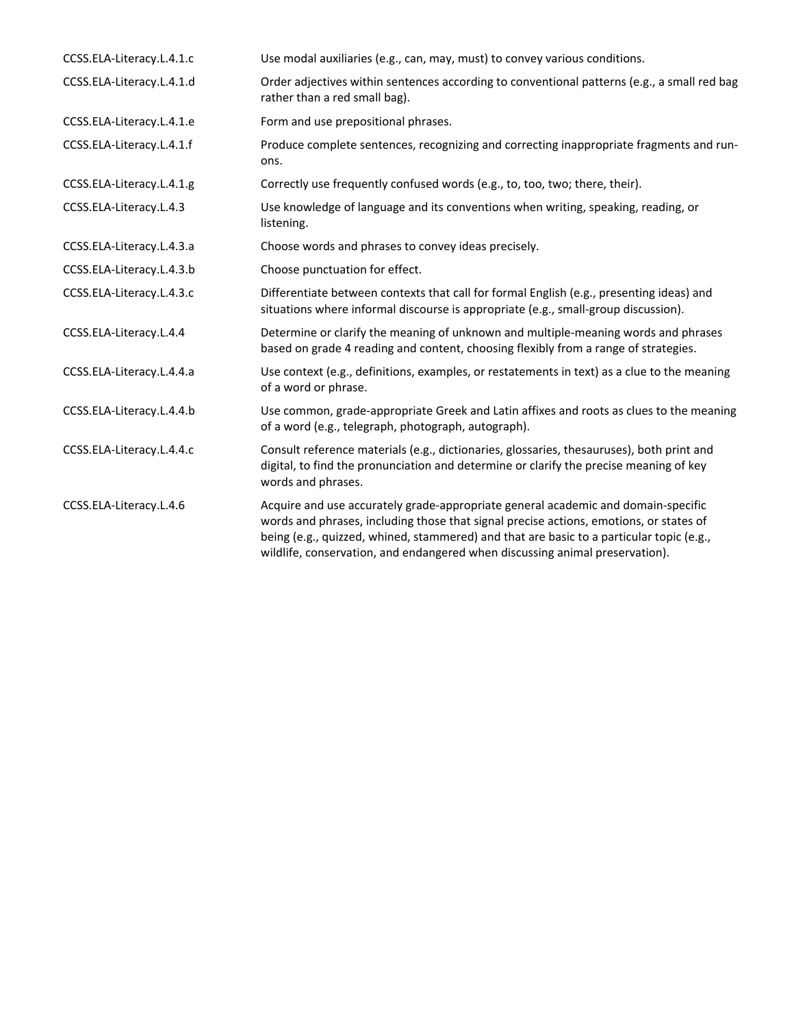| | |
|---|---|
| CCSS.ELA-Literacy.L.4.1.c | Use modal auxiliaries (e.g., can, may, must) to convey various conditions. |
| CCSS.ELA-Literacy.L.4.1.d | Order adjectives within sentences according to conventional patterns (e.g., a small red bag rather than a red small bag). |
| CCSS.ELA-Literacy.L.4.1.e | Form and use prepositional phrases. |
| CCSS.ELA-Literacy.L.4.1.f | Produce complete sentences, recognizing and correcting inappropriate fragments and run-ons. |
| CCSS.ELA-Literacy.L.4.1.g | Correctly use frequently confused words (e.g., to, too, two; there, their). |
| CCSS.ELA-Literacy.L.4.3 | Use knowledge of language and its conventions when writing, speaking, reading, or listening. |
| CCSS.ELA-Literacy.L.4.3.a | Choose words and phrases to convey ideas precisely. |
| CCSS.ELA-Literacy.L.4.3.b | Choose punctuation for effect. |
| CCSS.ELA-Literacy.L.4.3.c | Differentiate between contexts that call for formal English (e.g., presenting ideas) and situations where informal discourse is appropriate (e.g., small-group discussion). |
| CCSS.ELA-Literacy.L.4.4 | Determine or clarify the meaning of unknown and multiple-meaning words and phrases based on grade 4 reading and content, choosing flexibly from a range of strategies. |
| CCSS.ELA-Literacy.L.4.4.a | Use context (e.g., definitions, examples, or restatements in text) as a clue to the meaning of a word or phrase. |
| CCSS.ELA-Literacy.L.4.4.b | Use common, grade-appropriate Greek and Latin affixes and roots as clues to the meaning of a word (e.g., telegraph, photograph, autograph). |
| CCSS.ELA-Literacy.L.4.4.c | Consult reference materials (e.g., dictionaries, glossaries, thesauruses), both print and digital, to find the pronunciation and determine or clarify the precise meaning of key words and phrases. |
| CCSS.ELA-Literacy.L.4.6 | Acquire and use accurately grade-appropriate general academic and domain-specific words and phrases, including those that signal precise actions, emotions, or states of being (e.g., quizzed, whined, stammered) and that are basic to a particular topic (e.g., wildlife, conservation, and endangered when discussing animal preservation). |